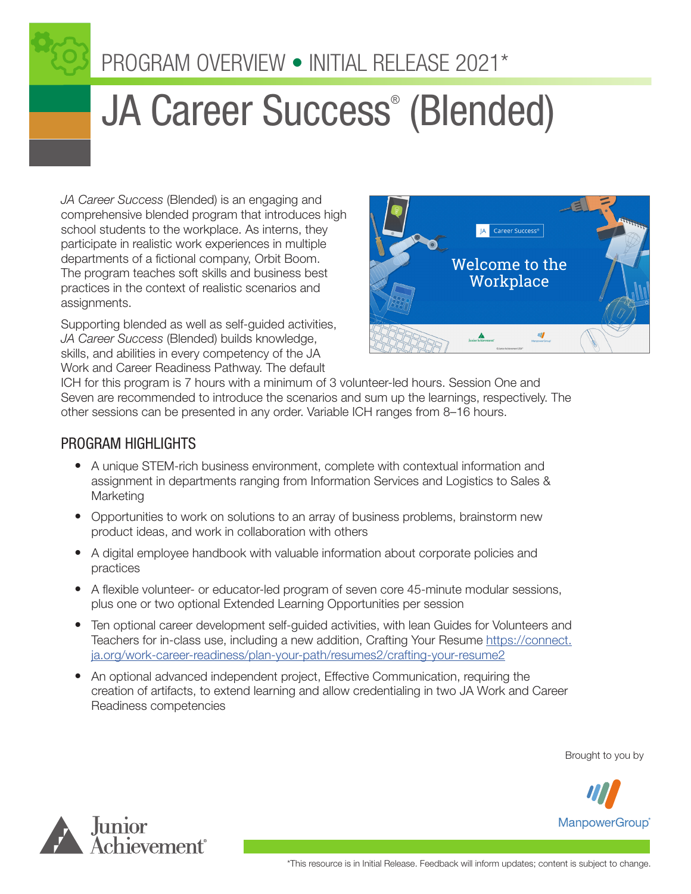PROGRAM OVERVIEW • INITIAL RELEASE 2021*

# JA Career Success® (Blended)

*JA Career Success* (Blended) is an engaging and comprehensive blended program that introduces high school students to the workplace. As interns, they participate in realistic work experiences in multiple departments of a fictional company, Orbit Boom. The program teaches soft skills and business best practices in the context of realistic scenarios and assignments.

Supporting blended as well as self-guided activities, *JA Career Success* (Blended) builds knowledge, skills, and abilities in every competency of the JA Work and Career Readiness Pathway. The default ICH for this program is 7 hours with a minimum of 3 volunteer-led hours. Session One and Seven are recommended to introduce the scenarios and sum up the learnings, respectively. The other sessions can be presented in any order. Variable ICH ranges from 8–16 hours.

## PROGRAM HIGHLIGHTS

- A unique STEM-rich business environment, complete with contextual information and assignment in departments ranging from Information Services and Logistics to Sales & Marketing
- Opportunities to work on solutions to an array of business problems, brainstorm new product ideas, and work in collaboration with others
- A digital employee handbook with valuable information about corporate policies and practices
- A flexible volunteer- or educator-led program of seven core 45-minute modular sessions, plus one or two optional Extended Learning Opportunities per session
- Ten optional career development self-guided activities, with lean Guides for Volunteers and Teachers for in-class use, including a new addition, Crafting Your Resume https://connect.ja.org/work-career-readiness/plan-your-path/resumes2/crafting-your-resume2
- An optional advanced independent project, Effective Communication, requiring the creation of artifacts, to extend learning and allow credentialing in two JA Work and Career Readiness competencies

Brought to you by

ManpowerGroup®

Junior Achievement®

*This resource is in Initial Release. Feedback will inform updates; content is subject to change.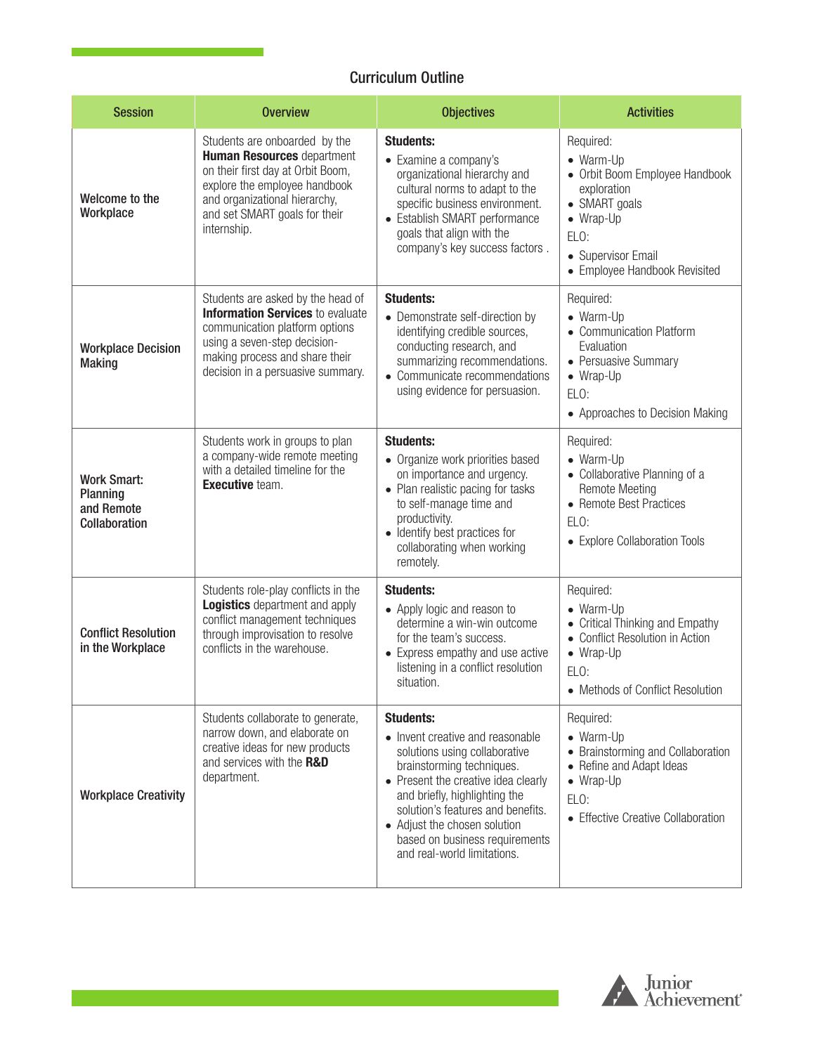## Curriculum Outline

| Session | Overview | Objectives | Activities |
|---|---|---|---|
| Welcome to the Workplace | Students are onboarded by the **Human Resources** department on their first day at Orbit Boom, explore the employee handbook and organizational hierarchy, and set SMART goals for their internship. | **Students:**<br>• Examine a company's organizational hierarchy and cultural norms to adapt to the specific business environment.<br>• Establish SMART performance goals that align with the company's key success factors . | Required:<br>• Warm-Up<br>• Orbit Boom Employee Handbook exploration<br>• SMART goals<br>• Wrap-Up<br>ELO:<br>• Supervisor Email<br>• Employee Handbook Revisited |
| Workplace Decision Making | Students are asked by the head of **Information Services** to evaluate communication platform options using a seven-step decision-making process and share their decision in a persuasive summary. | **Students:**<br>• Demonstrate self-direction by identifying credible sources, conducting research, and summarizing recommendations.<br>• Communicate recommendations using evidence for persuasion. | Required:<br>• Warm-Up<br>• Communication Platform Evaluation<br>• Persuasive Summary<br>• Wrap-Up<br>ELO:<br>• Approaches to Decision Making |
| Work Smart: Planning and Remote Collaboration | Students work in groups to plan a company-wide remote meeting with a detailed timeline for the **Executive** team. | **Students:**<br>• Organize work priorities based on importance and urgency.<br>• Plan realistic pacing for tasks to self-manage time and productivity.<br>• Identify best practices for collaborating when working remotely. | Required:<br>• Warm-Up<br>• Collaborative Planning of a Remote Meeting<br>• Remote Best Practices<br>ELO:<br>• Explore Collaboration Tools |
| Conflict Resolution in the Workplace | Students role-play conflicts in the **Logistics** department and apply conflict management techniques through improvisation to resolve conflicts in the warehouse. | **Students:**<br>• Apply logic and reason to determine a win-win outcome for the team's success.<br>• Express empathy and use active listening in a conflict resolution situation. | Required:<br>• Warm-Up<br>• Critical Thinking and Empathy<br>• Conflict Resolution in Action<br>• Wrap-Up<br>ELO:<br>• Methods of Conflict Resolution |
| Workplace Creativity | Students collaborate to generate, narrow down, and elaborate on creative ideas for new products and services with the **R&D** department. | **Students:**<br>• Invent creative and reasonable solutions using collaborative brainstorming techniques.<br>• Present the creative idea clearly and briefly, highlighting the solution's features and benefits.<br>• Adjust the chosen solution based on business requirements and real-world limitations. | Required:<br>• Warm-Up<br>• Brainstorming and Collaboration<br>• Refine and Adapt Ideas<br>• Wrap-Up<br>ELO:<br>• Effective Creative Collaboration |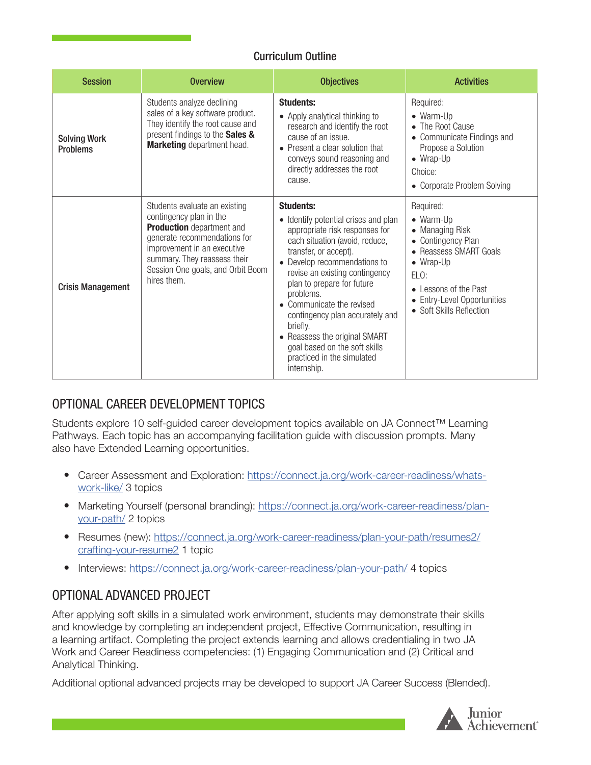Curriculum Outline

| Session | Overview | Objectives | Activities |
|---|---|---|---|
| **Solving Work Problems** | Students analyze declining sales of a key software product. They identify the root cause and present findings to the **Sales & Marketing** department head. | **Students:**<br>• Apply analytical thinking to research and identify the root cause of an issue.<br>• Present a clear solution that conveys sound reasoning and directly addresses the root cause. | Required:<br>• Warm-Up<br>• The Root Cause<br>• Communicate Findings and Propose a Solution<br>• Wrap-Up<br>Choice:<br>• Corporate Problem Solving |
| **Crisis Management** | Students evaluate an existing contingency plan in the **Production** department and generate recommendations for improvement in an executive summary. They reassess their Session One goals, and Orbit Boom hires them. | **Students:**<br>• Identify potential crises and plan appropriate risk responses for each situation (avoid, reduce, transfer, or accept).<br>• Develop recommendations to revise an existing contingency plan to prepare for future problems.<br>• Communicate the revised contingency plan accurately and briefly.<br>• Reassess the original SMART goal based on the soft skills practiced in the simulated internship. | Required:<br>• Warm-Up<br>• Managing Risk<br>• Contingency Plan<br>• Reassess SMART Goals<br>• Wrap-Up<br>ELO:<br>• Lessons of the Past<br>• Entry-Level Opportunities<br>• Soft Skills Reflection |

## OPTIONAL CAREER DEVELOPMENT TOPICS

Students explore 10 self-guided career development topics available on JA Connect™ Learning Pathways. Each topic has an accompanying facilitation guide with discussion prompts. Many also have Extended Learning opportunities.

- Career Assessment and Exploration: https://connect.ja.org/work-career-readiness/whats-work-like/ 3 topics
- Marketing Yourself (personal branding): https://connect.ja.org/work-career-readiness/plan-your-path/ 2 topics
- Resumes (new): https://connect.ja.org/work-career-readiness/plan-your-path/resumes2/crafting-your-resume2 1 topic
- Interviews: https://connect.ja.org/work-career-readiness/plan-your-path/ 4 topics

## OPTIONAL ADVANCED PROJECT

After applying soft skills in a simulated work environment, students may demonstrate their skills and knowledge by completing an independent project, Effective Communication, resulting in a learning artifact. Completing the project extends learning and allows credentialing in two JA Work and Career Readiness competencies: (1) Engaging Communication and (2) Critical and Analytical Thinking.

Additional optional advanced projects may be developed to support JA Career Success (Blended).